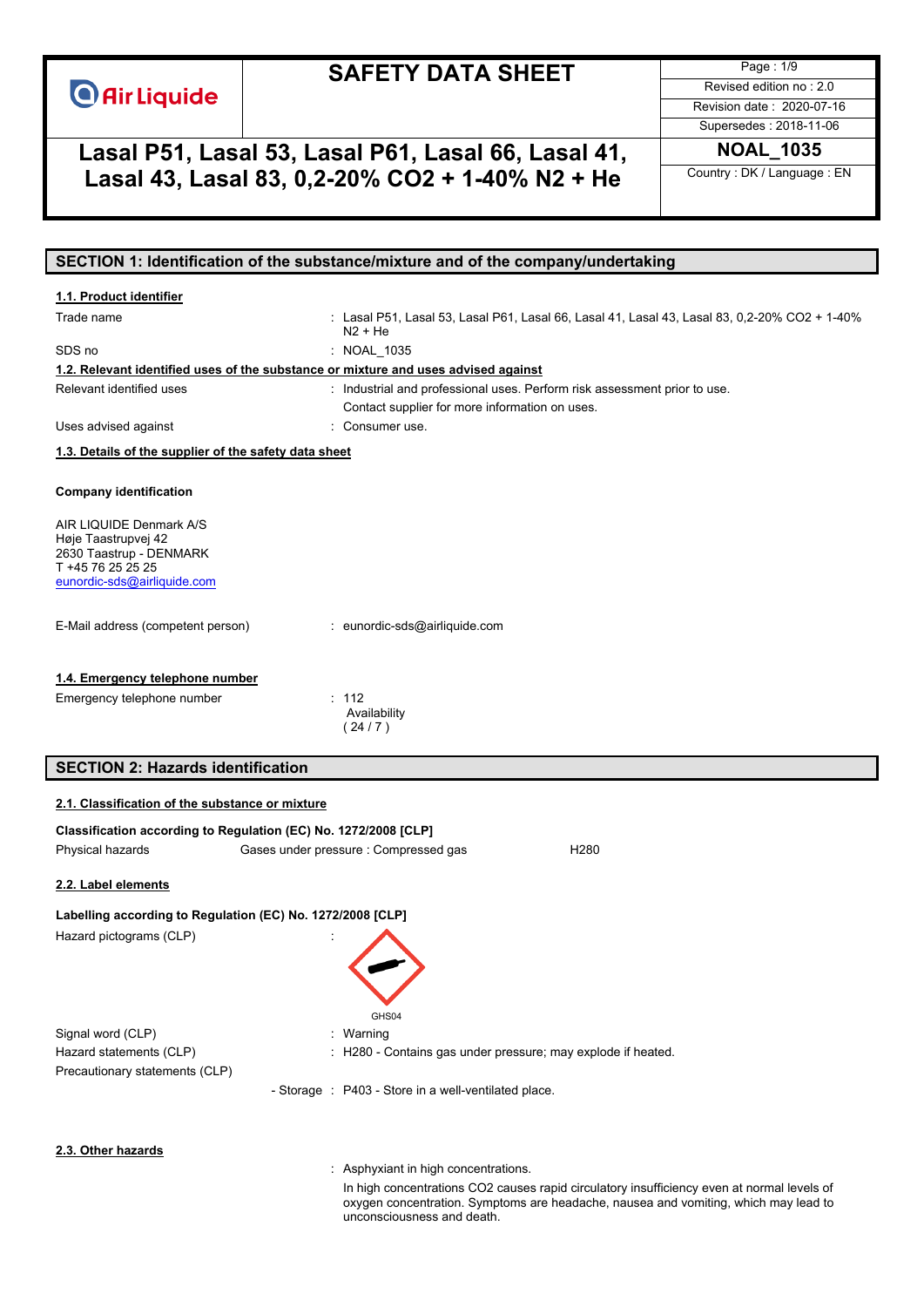# SAFETY DATA SHEET

Air Liquide

Revised edition no : 2.0
Revision date : 2020-07-16
Supersedes : 2018-11-06

## Lasal P51, Lasal 53, Lasal P61, Lasal 66, Lasal 41, Lasal 43, Lasal 83, 0,2-20% CO2 + 1-40% N2 + He

**NOAL_1035**

Country : DK / Language : EN

## SECTION 1: Identification of the substance/mixture and of the company/undertaking

### 1.1. Product identifier

Trade name : Lasal P51, Lasal 53, Lasal P61, Lasal 66, Lasal 41, Lasal 43, Lasal 83, 0,2-20% CO2 + 1-40% N2 + He

SDS no : NOAL_1035

### 1.2. Relevant identified uses of the substance or mixture and uses advised against

Relevant identified uses : Industrial and professional uses. Perform risk assessment prior to use.
Contact supplier for more information on uses.

Uses advised against : Consumer use.

### 1.3. Details of the supplier of the safety data sheet

**Company identification**

AIR LIQUIDE Denmark A/S
Høje Taastrupvej 42
2630 Taastrup - DENMARK
T +45 76 25 25 25
eunordic-sds@airliquide.com

E-Mail address (competent person) : eunordic-sds@airliquide.com

### 1.4. Emergency telephone number

Emergency telephone number : 112
Availability
( 24 / 7 )

## SECTION 2: Hazards identification

### 2.1. Classification of the substance or mixture

**Classification according to Regulation (EC) No. 1272/2008 [CLP]**

| Physical hazards | Gases under pressure : Compressed gas | H280 |
|---|---|---|

### 2.2. Label elements

**Labelling according to Regulation (EC) No. 1272/2008 [CLP]**

Hazard pictograms (CLP) :

GHS04

Signal word (CLP) : Warning

Hazard statements (CLP) : H280 - Contains gas under pressure; may explode if heated.

Precautionary statements (CLP)

- Storage : P403 - Store in a well-ventilated place.

### 2.3. Other hazards

: Asphyxiant in high concentrations.

In high concentrations CO2 causes rapid circulatory insufficiency even at normal levels of oxygen concentration. Symptoms are headache, nausea and vomiting, which may lead to unconsciousness and death.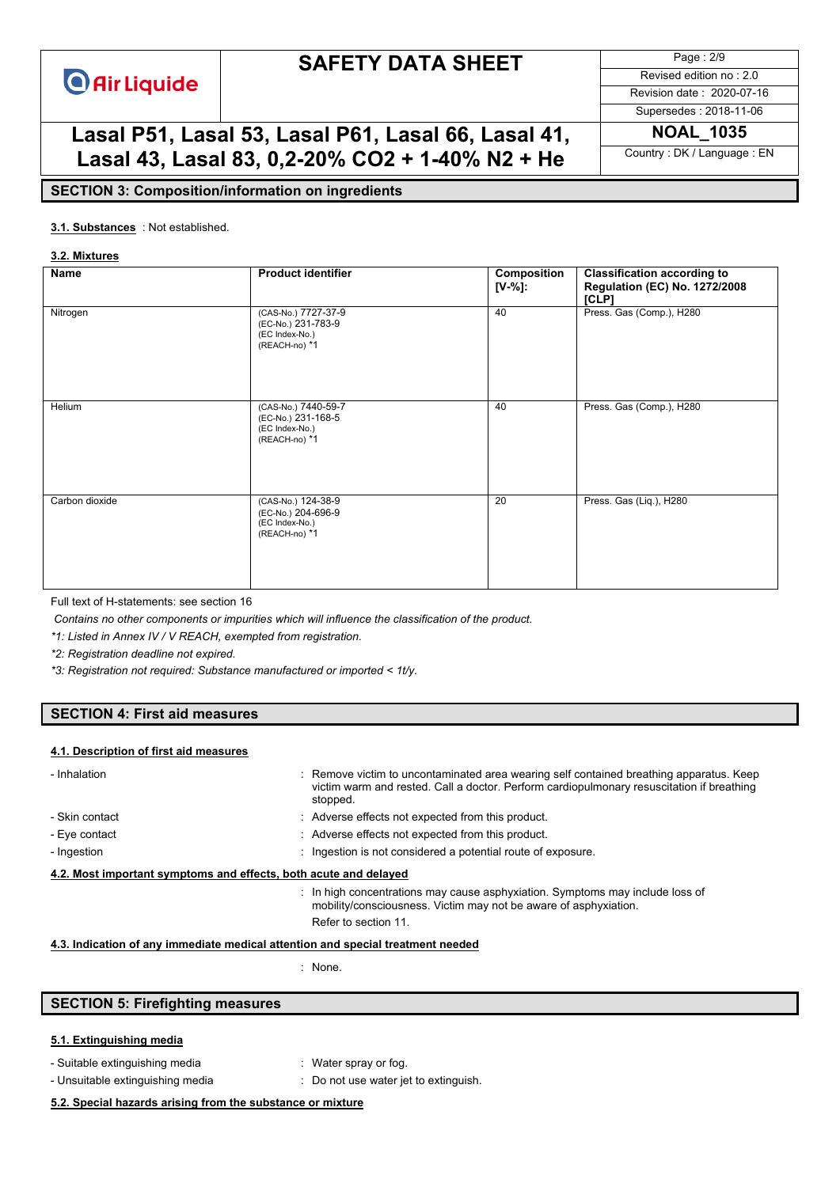## SECTION 3: Composition/information on ingredients

**3.1. Substances** : Not established.

**3.2. Mixtures**

| Name | Product identifier | Composition [V-%]: | Classification according to Regulation (EC) No. 1272/2008 [CLP] |
|---|---|---|---|
| Nitrogen | (CAS-No.) 7727-37-9<br>(EC-No.) 231-783-9<br>(EC Index-No.)<br>(REACH-no) *1 | 40 | Press. Gas (Comp.), H280 |
| Helium | (CAS-No.) 7440-59-7<br>(EC-No.) 231-168-5<br>(EC Index-No.)<br>(REACH-no) *1 | 40 | Press. Gas (Comp.), H280 |
| Carbon dioxide | (CAS-No.) 124-38-9<br>(EC-No.) 204-696-9<br>(EC Index-No.)<br>(REACH-no) *1 | 20 | Press. Gas (Liq.), H280 |

Full text of H-statements: see section 16

*Contains no other components or impurities which will influence the classification of the product.*

*\*1: Listed in Annex IV / V REACH, exempted from registration.*

*\*2: Registration deadline not expired.*

*\*3: Registration not required: Substance manufactured or imported < 1t/y.*

## SECTION 4: First aid measures

**4.1. Description of first aid measures**

- Inhalation : Remove victim to uncontaminated area wearing self contained breathing apparatus. Keep victim warm and rested. Call a doctor. Perform cardiopulmonary resuscitation if breathing stopped.
- Skin contact : Adverse effects not expected from this product.
- Eye contact : Adverse effects not expected from this product.
- Ingestion : Ingestion is not considered a potential route of exposure.

**4.2. Most important symptoms and effects, both acute and delayed**

: In high concentrations may cause asphyxiation. Symptoms may include loss of mobility/consciousness. Victim may not be aware of asphyxiation.

Refer to section 11.

**4.3. Indication of any immediate medical attention and special treatment needed**

: None.

## SECTION 5: Firefighting measures

**5.1. Extinguishing media**

- Suitable extinguishing media : Water spray or fog.
- Unsuitable extinguishing media : Do not use water jet to extinguish.

**5.2. Special hazards arising from the substance or mixture**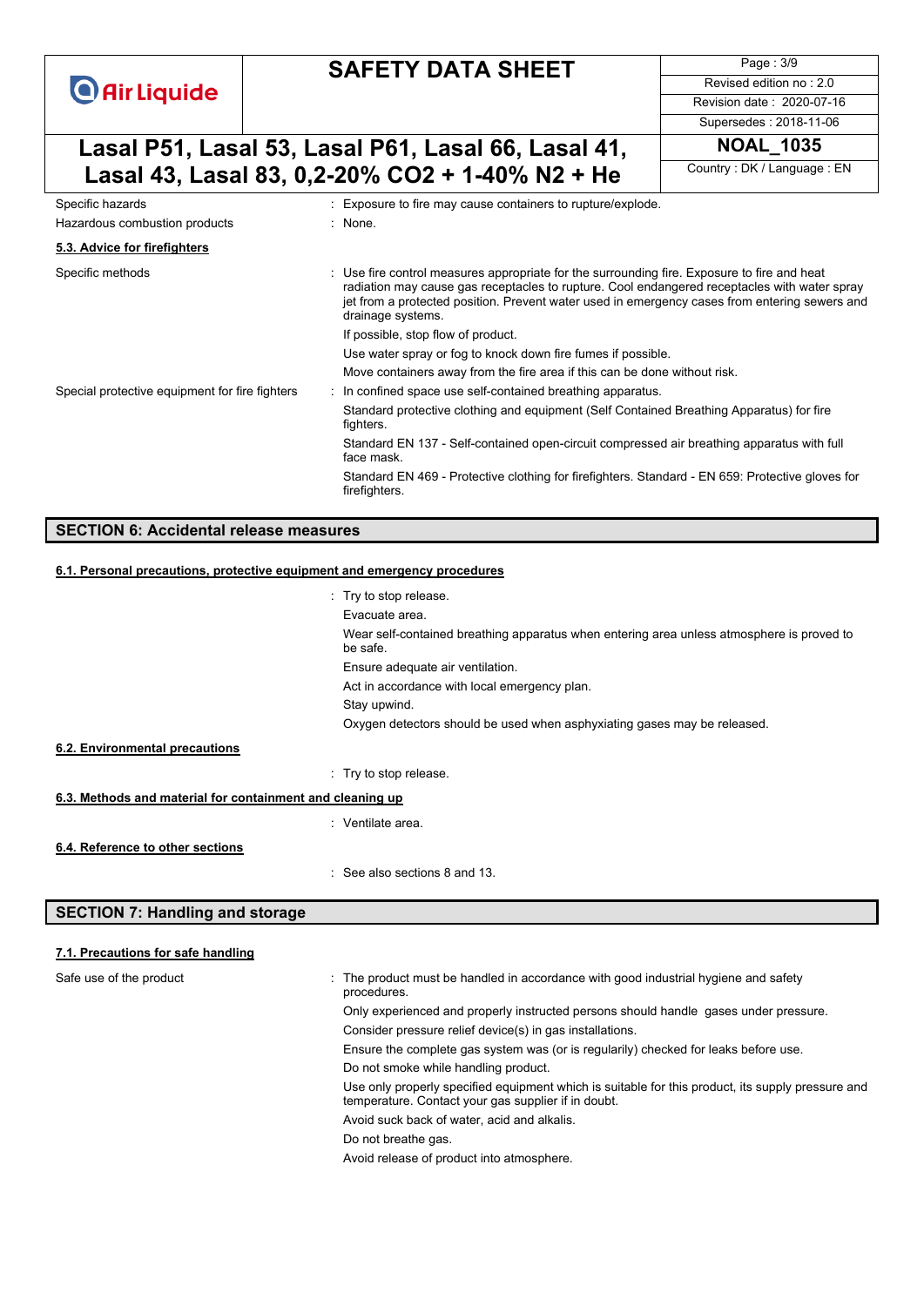| | |
|---|---|
| Specific hazards | : Exposure to fire may cause containers to rupture/explode. |
| Hazardous combustion products | : None. |

### 5.3. Advice for firefighters

| | |
|---|---|
| Specific methods | : Use fire control measures appropriate for the surrounding fire. Exposure to fire and heat radiation may cause gas receptacles to rupture. Cool endangered receptacles with water spray jet from a protected position. Prevent water used in emergency cases from entering sewers and drainage systems.<br>If possible, stop flow of product.<br>Use water spray or fog to knock down fire fumes if possible.<br>Move containers away from the fire area if this can be done without risk. |
| Special protective equipment for fire fighters | : In confined space use self-contained breathing apparatus.<br>Standard protective clothing and equipment (Self Contained Breathing Apparatus) for fire fighters.<br>Standard EN 137 - Self-contained open-circuit compressed air breathing apparatus with full face mask.<br>Standard EN 469 - Protective clothing for firefighters. Standard - EN 659: Protective gloves for firefighters. |

## SECTION 6: Accidental release measures

### 6.1. Personal precautions, protective equipment and emergency procedures

: Try to stop release.
Evacuate area.
Wear self-contained breathing apparatus when entering area unless atmosphere is proved to be safe.
Ensure adequate air ventilation.
Act in accordance with local emergency plan.
Stay upwind.
Oxygen detectors should be used when asphyxiating gases may be released.

### 6.2. Environmental precautions

: Try to stop release.

### 6.3. Methods and material for containment and cleaning up

: Ventilate area.

### 6.4. Reference to other sections

: See also sections 8 and 13.

## SECTION 7: Handling and storage

### 7.1. Precautions for safe handling

| | |
|---|---|
| Safe use of the product | : The product must be handled in accordance with good industrial hygiene and safety procedures.<br>Only experienced and properly instructed persons should handle gases under pressure.<br>Consider pressure relief device(s) in gas installations.<br>Ensure the complete gas system was (or is regularily) checked for leaks before use.<br>Do not smoke while handling product.<br>Use only properly specified equipment which is suitable for this product, its supply pressure and temperature. Contact your gas supplier if in doubt.<br>Avoid suck back of water, acid and alkalis.<br>Do not breathe gas.<br>Avoid release of product into atmosphere. |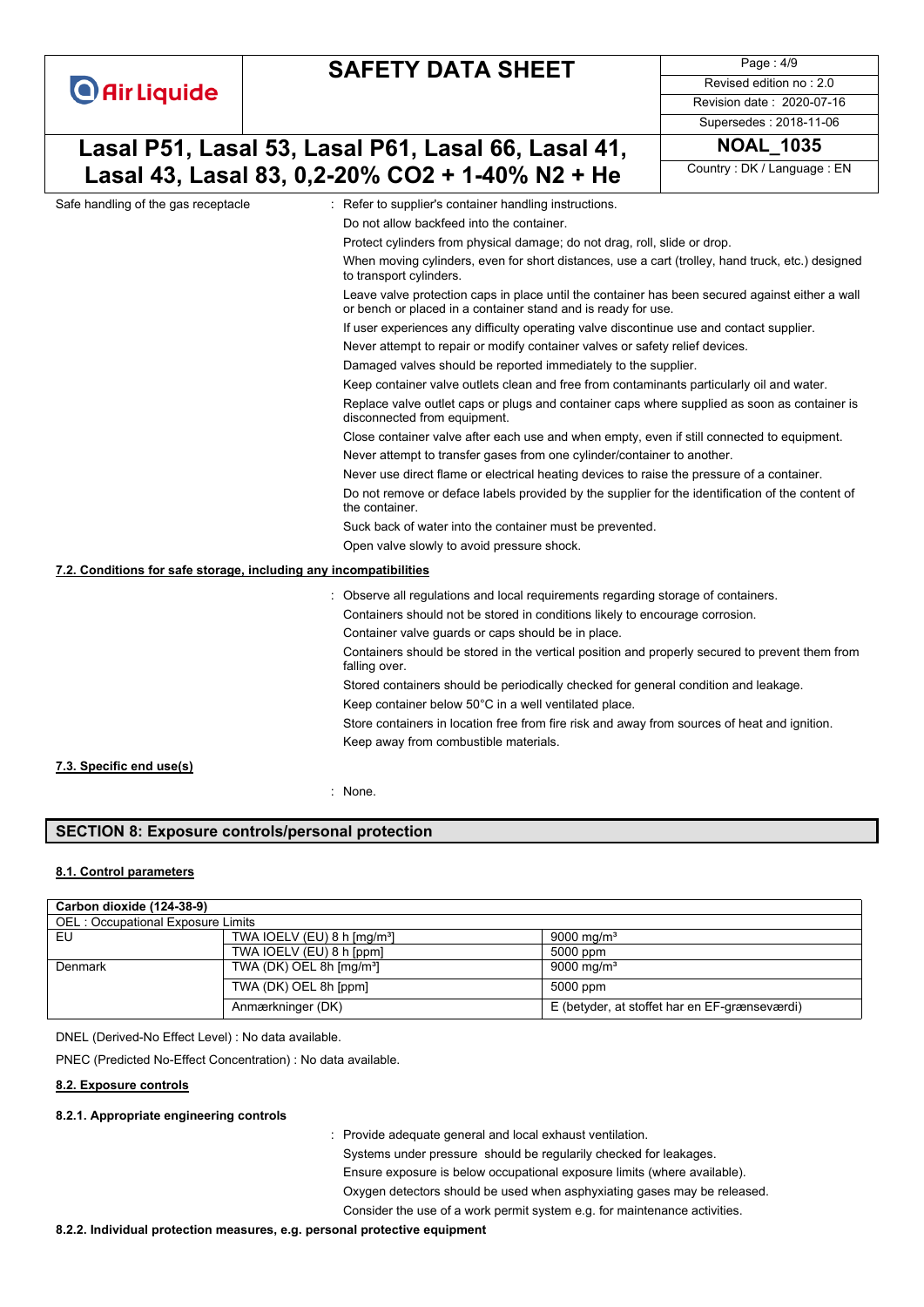Safe handling of the gas receptacle : Refer to supplier's container handling instructions.

Do not allow backfeed into the container.

Protect cylinders from physical damage; do not drag, roll, slide or drop.

When moving cylinders, even for short distances, use a cart (trolley, hand truck, etc.) designed to transport cylinders.

Leave valve protection caps in place until the container has been secured against either a wall or bench or placed in a container stand and is ready for use.

If user experiences any difficulty operating valve discontinue use and contact supplier.

Never attempt to repair or modify container valves or safety relief devices.

Damaged valves should be reported immediately to the supplier.

Keep container valve outlets clean and free from contaminants particularly oil and water.

Replace valve outlet caps or plugs and container caps where supplied as soon as container is disconnected from equipment.

Close container valve after each use and when empty, even if still connected to equipment.

Never attempt to transfer gases from one cylinder/container to another.

Never use direct flame or electrical heating devices to raise the pressure of a container.

Do not remove or deface labels provided by the supplier for the identification of the content of the container.

Suck back of water into the container must be prevented.

Open valve slowly to avoid pressure shock.

### 7.2. Conditions for safe storage, including any incompatibilities

: Observe all regulations and local requirements regarding storage of containers.

Containers should not be stored in conditions likely to encourage corrosion.

Container valve guards or caps should be in place.

Containers should be stored in the vertical position and properly secured to prevent them from falling over.

Stored containers should be periodically checked for general condition and leakage.

Keep container below 50°C in a well ventilated place.

Store containers in location free from fire risk and away from sources of heat and ignition.

Keep away from combustible materials.

### 7.3. Specific end use(s)

: None.

## SECTION 8: Exposure controls/personal protection

### 8.1. Control parameters

| Carbon dioxide (124-38-9) | | |
|---|---|---|
| OEL : Occupational Exposure Limits | | |
| EU | TWA IOELV (EU) 8 h [mg/m³] | 9000 mg/m³ |
| | TWA IOELV (EU) 8 h [ppm] | 5000 ppm |
| Denmark | TWA (DK) OEL 8h [mg/m³] | 9000 mg/m³ |
| | TWA (DK) OEL 8h [ppm] | 5000 ppm |
| | Anmærkninger (DK) | E (betyder, at stoffet har en EF-grænseværdi) |

DNEL (Derived-No Effect Level) : No data available.

PNEC (Predicted No-Effect Concentration) : No data available.

### 8.2. Exposure controls

#### 8.2.1. Appropriate engineering controls

: Provide adequate general and local exhaust ventilation.

Systems under pressure should be regularily checked for leakages.

Ensure exposure is below occupational exposure limits (where available).

Oxygen detectors should be used when asphyxiating gases may be released.

Consider the use of a work permit system e.g. for maintenance activities.

#### 8.2.2. Individual protection measures, e.g. personal protective equipment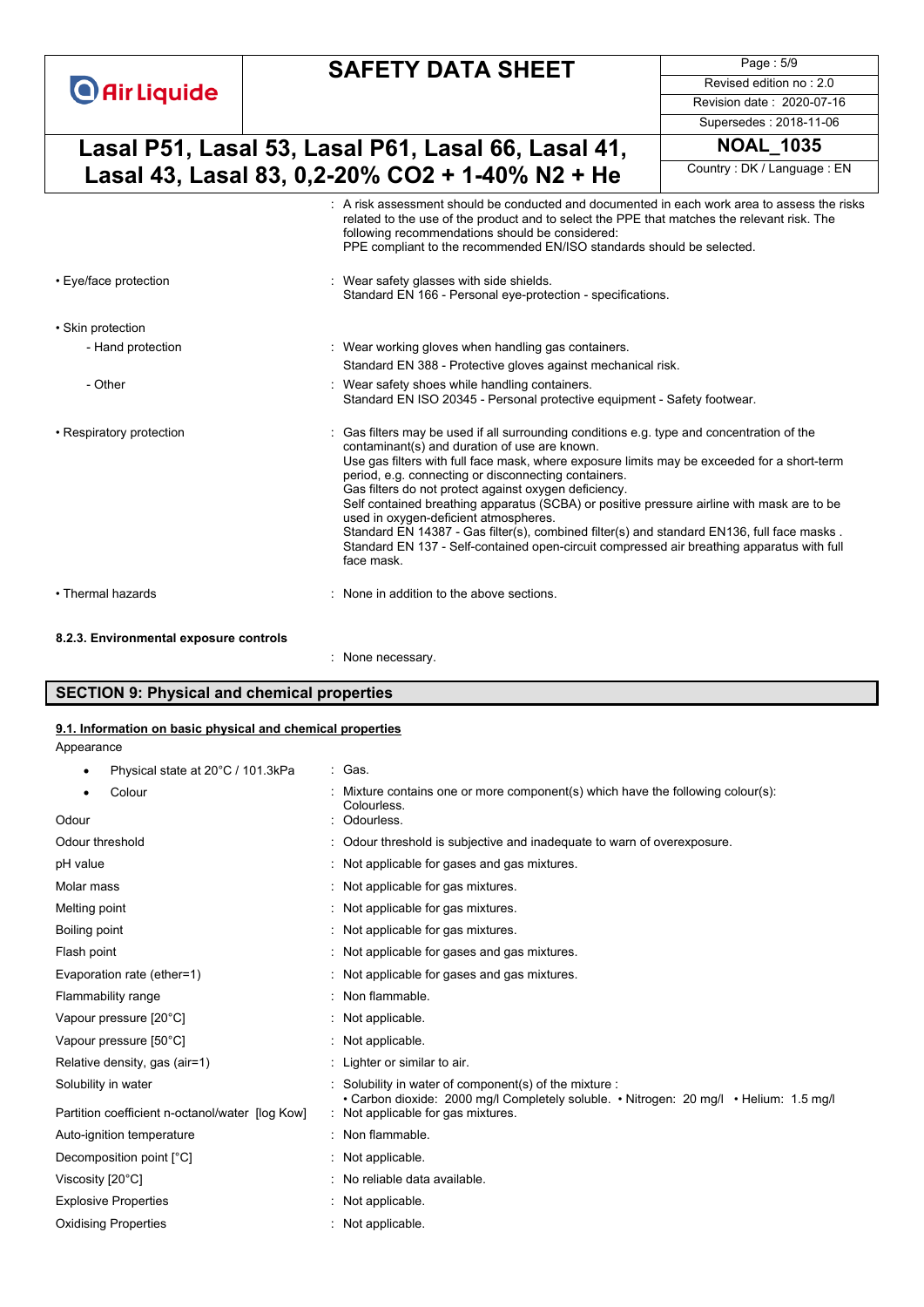: A risk assessment should be conducted and documented in each work area to assess the risks related to the use of the product and to select the PPE that matches the relevant risk. The following recommendations should be considered:
PPE compliant to the recommended EN/ISO standards should be selected.

| | |
|---|---|
| • Eye/face protection | : Wear safety glasses with side shields.<br>Standard EN 166 - Personal eye-protection - specifications. |
| • Skin protection | |
| - Hand protection | : Wear working gloves when handling gas containers.<br>Standard EN 388 - Protective gloves against mechanical risk. |
| - Other | : Wear safety shoes while handling containers.<br>Standard EN ISO 20345 - Personal protective equipment - Safety footwear. |
| • Respiratory protection | : Gas filters may be used if all surrounding conditions e.g. type and concentration of the contaminant(s) and duration of use are known.<br>Use gas filters with full face mask, where exposure limits may be exceeded for a short-term period, e.g. connecting or disconnecting containers.<br>Gas filters do not protect against oxygen deficiency.<br>Self contained breathing apparatus (SCBA) or positive pressure airline with mask are to be used in oxygen-deficient atmospheres.<br>Standard EN 14387 - Gas filter(s), combined filter(s) and standard EN136, full face masks .<br>Standard EN 137 - Self-contained open-circuit compressed air breathing apparatus with full face mask. |
| • Thermal hazards | : None in addition to the above sections. |

**8.2.3. Environmental exposure controls**

: None necessary.

## SECTION 9: Physical and chemical properties

### 9.1. Information on basic physical and chemical properties

Appearance

| | |
|---|---|
| • Physical state at 20°C / 101.3kPa | : Gas. |
| • Colour | : Mixture contains one or more component(s) which have the following colour(s): Colourless. |
| Odour | : Odourless. |
| Odour threshold | : Odour threshold is subjective and inadequate to warn of overexposure. |
| pH value | : Not applicable for gases and gas mixtures. |
| Molar mass | : Not applicable for gas mixtures. |
| Melting point | : Not applicable for gas mixtures. |
| Boiling point | : Not applicable for gas mixtures. |
| Flash point | : Not applicable for gases and gas mixtures. |
| Evaporation rate (ether=1) | : Not applicable for gases and gas mixtures. |
| Flammability range | : Non flammable. |
| Vapour pressure [20°C] | : Not applicable. |
| Vapour pressure [50°C] | : Not applicable. |
| Relative density, gas (air=1) | : Lighter or similar to air. |
| Solubility in water | : Solubility in water of component(s) of the mixture :<br>• Carbon dioxide: 2000 mg/l Completely soluble. • Nitrogen: 20 mg/l • Helium: 1.5 mg/l |
| Partition coefficient n-octanol/water [log Kow] | : Not applicable for gas mixtures. |
| Auto-ignition temperature | : Non flammable. |
| Decomposition point [°C] | : Not applicable. |
| Viscosity [20°C] | : No reliable data available. |
| Explosive Properties | : Not applicable. |
| Oxidising Properties | : Not applicable. |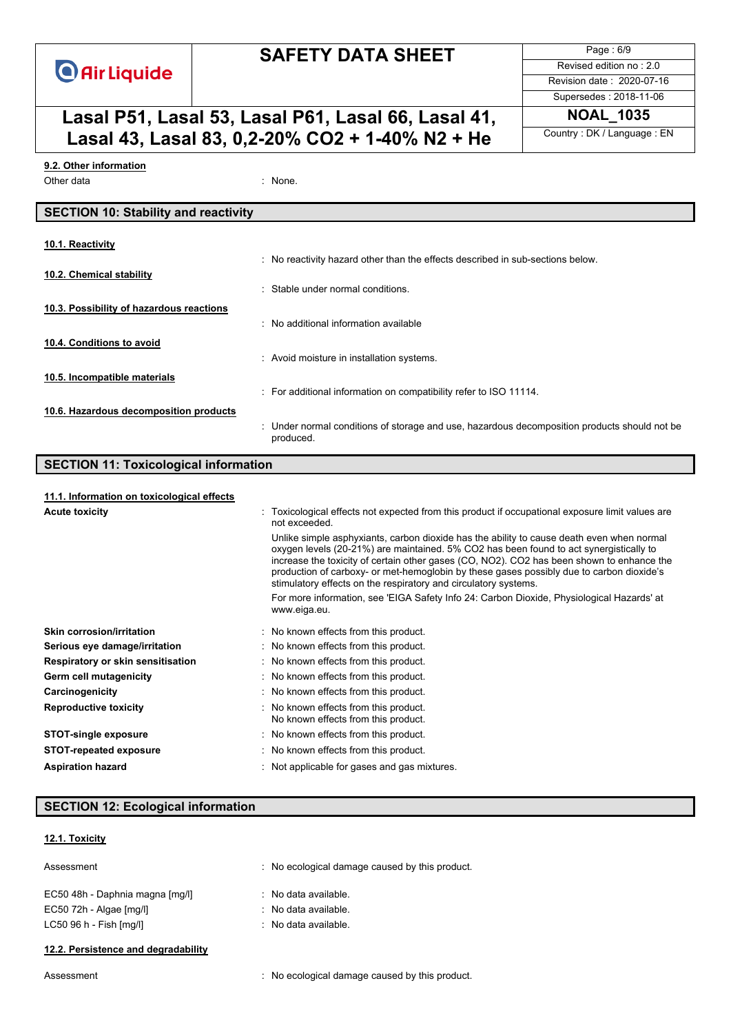### 9.2. Other information

Other data : None.

## SECTION 10: Stability and reactivity

### 10.1. Reactivity

: No reactivity hazard other than the effects described in sub-sections below.

### 10.2. Chemical stability

: Stable under normal conditions.

### 10.3. Possibility of hazardous reactions

: No additional information available

### 10.4. Conditions to avoid

: Avoid moisture in installation systems.

### 10.5. Incompatible materials

: For additional information on compatibility refer to ISO 11114.

### 10.6. Hazardous decomposition products

: Under normal conditions of storage and use, hazardous decomposition products should not be produced.

## SECTION 11: Toxicological information

### 11.1. Information on toxicological effects

**Acute toxicity** : Toxicological effects not expected from this product if occupational exposure limit values are not exceeded.

Unlike simple asphyxiants, carbon dioxide has the ability to cause death even when normal oxygen levels (20-21%) are maintained. 5% $CO_2$ has been found to act synergistically to increase the toxicity of certain other gases (CO, $NO_2$). $CO_2$ has been shown to enhance the production of carboxy- or met-hemoglobin by these gases possibly due to carbon dioxide's stimulatory effects on the respiratory and circulatory systems.

For more information, see 'EIGA Safety Info 24: Carbon Dioxide, Physiological Hazards' at www.eiga.eu.

**Skin corrosion/irritation** : No known effects from this product.

**Serious eye damage/irritation** : No known effects from this product.

**Respiratory or skin sensitisation** : No known effects from this product.

**Germ cell mutagenicity** : No known effects from this product.

**Carcinogenicity** : No known effects from this product.

**Reproductive toxicity** : No known effects from this product.
No known effects from this product.

**STOT-single exposure** : No known effects from this product.

**STOT-repeated exposure** : No known effects from this product.

**Aspiration hazard** : Not applicable for gases and gas mixtures.

## SECTION 12: Ecological information

### 12.1. Toxicity

Assessment : No ecological damage caused by this product.

EC50 48h - Daphnia magna [mg/l] : No data available.
EC50 72h - Algae [mg/l] : No data available.
LC50 96 h - Fish [mg/l] : No data available.

### 12.2. Persistence and degradability

Assessment : No ecological damage caused by this product.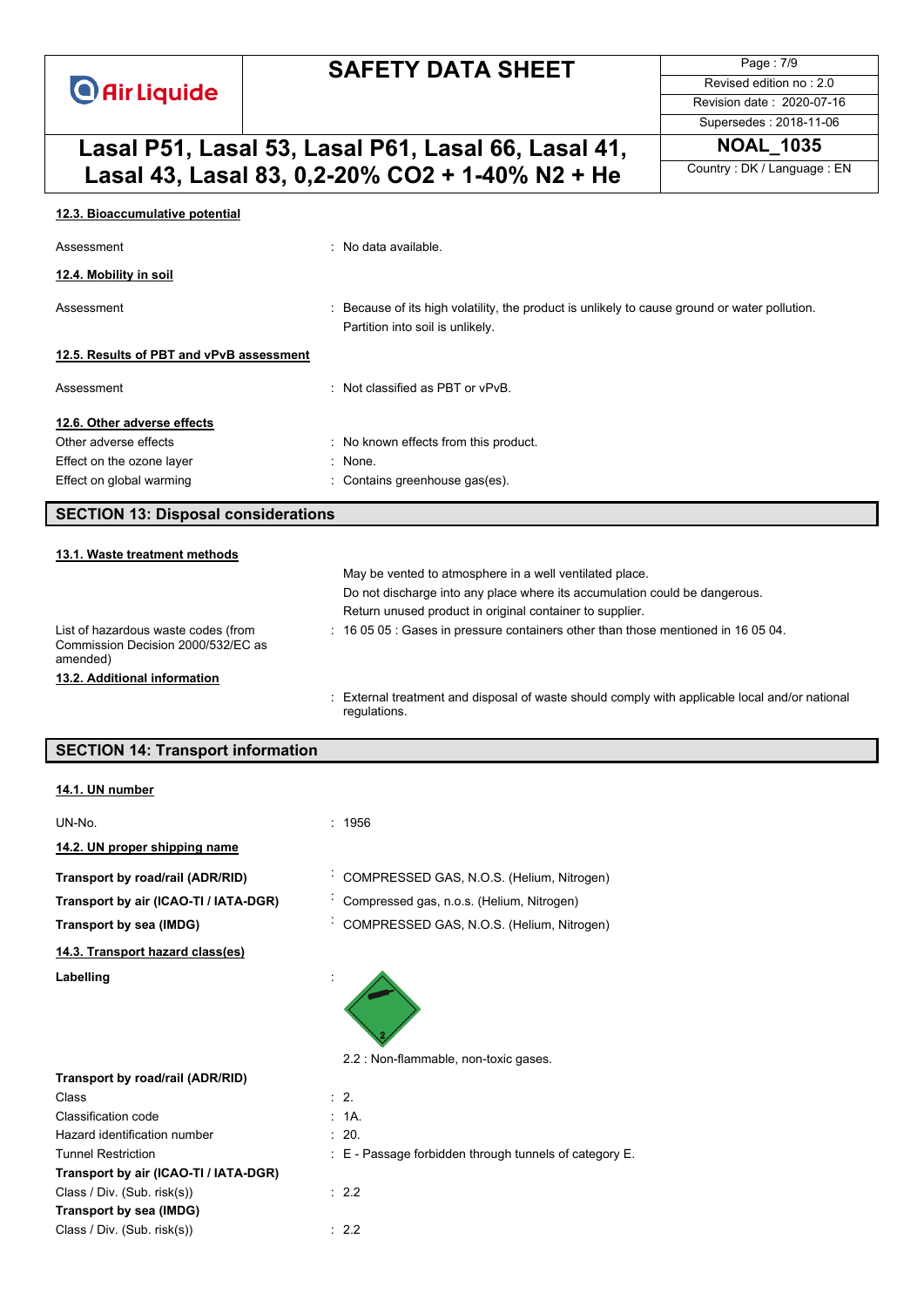#### 12.3. Bioaccumulative potential

| | |
|---|---|
| Assessment | : No data available. |

#### 12.4. Mobility in soil

| | |
|---|---|
| Assessment | : Because of its high volatility, the product is unlikely to cause ground or water pollution. Partition into soil is unlikely. |

#### 12.5. Results of PBT and vPvB assessment

| | |
|---|---|
| Assessment | : Not classified as PBT or vPvB. |

#### 12.6. Other adverse effects

| | |
|---|---|
| Other adverse effects | : No known effects from this product. |
| Effect on the ozone layer | : None. |
| Effect on global warming | : Contains greenhouse gas(es). |

## SECTION 13: Disposal considerations

#### 13.1. Waste treatment methods

May be vented to atmosphere in a well ventilated place.
Do not discharge into any place where its accumulation could be dangerous.
Return unused product in original container to supplier.

| | |
|---|---|
| List of hazardous waste codes (from Commission Decision 2000/532/EC as amended) | : 16 05 05 : Gases in pressure containers other than those mentioned in 16 05 04. |

#### 13.2. Additional information

: External treatment and disposal of waste should comply with applicable local and/or national regulations.

## SECTION 14: Transport information

#### 14.1. UN number

| | |
|---|---|
| UN-No. | : 1956 |

#### 14.2. UN proper shipping name

| | |
|---|---|
| **Transport by road/rail (ADR/RID)** | : COMPRESSED GAS, N.O.S. (Helium, Nitrogen) |
| **Transport by air (ICAO-TI / IATA-DGR)** | : Compressed gas, n.o.s. (Helium, Nitrogen) |
| **Transport by sea (IMDG)** | : COMPRESSED GAS, N.O.S. (Helium, Nitrogen) |

#### 14.3. Transport hazard class(es)

**Labelling** :

2.2 : Non-flammable, non-toxic gases.

**Transport by road/rail (ADR/RID)**

| | |
|---|---|
| Class | : 2. |
| Classification code | : 1A. |
| Hazard identification number | : 20. |
| Tunnel Restriction | : E - Passage forbidden through tunnels of category E. |

**Transport by air (ICAO-TI / IATA-DGR)**

| | |
|---|---|
| Class / Div. (Sub. risk(s)) | : 2.2 |

**Transport by sea (IMDG)**

| | |
|---|---|
| Class / Div. (Sub. risk(s)) | : 2.2 |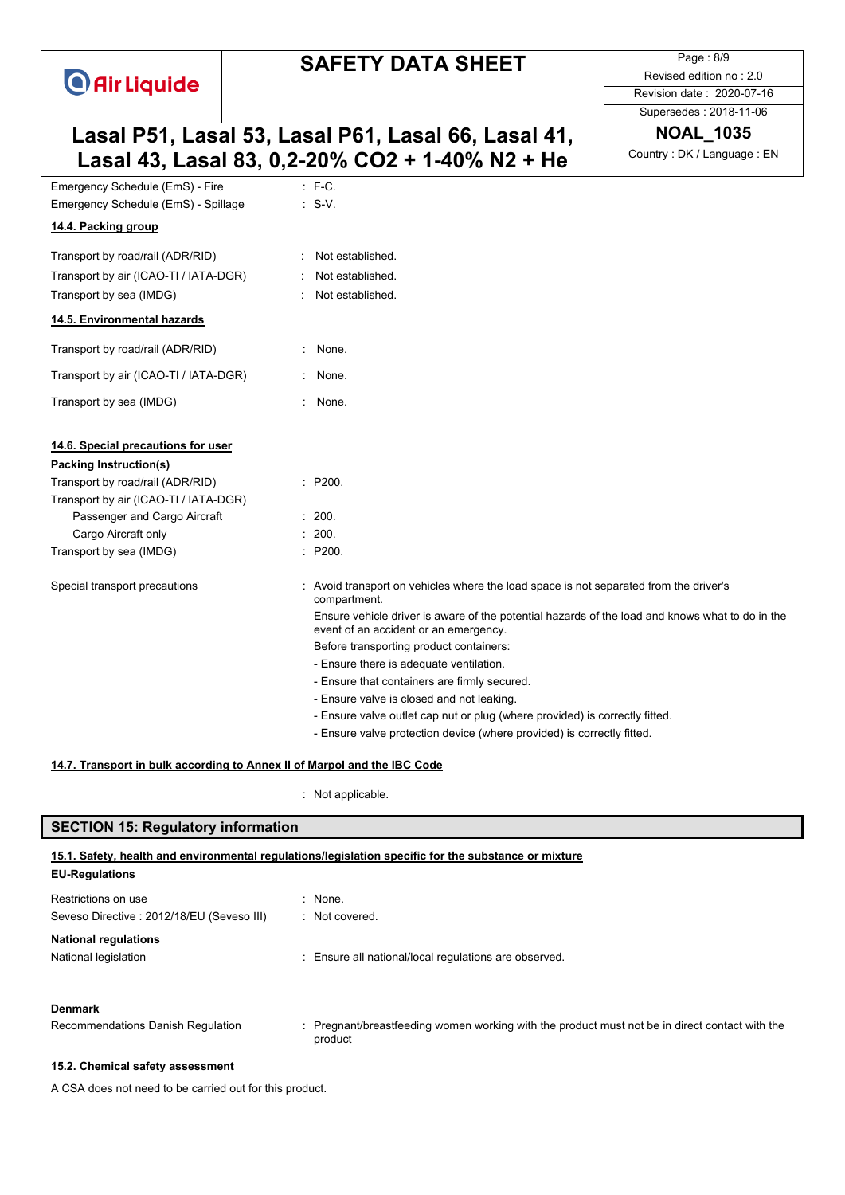| | |
|---|---|
| Emergency Schedule (EmS) - Fire | : F-C. |
| Emergency Schedule (EmS) - Spillage | : S-V. |

#### 14.4. Packing group

| | |
|---|---|
| Transport by road/rail (ADR/RID) | : Not established. |
| Transport by air (ICAO-TI / IATA-DGR) | : Not established. |
| Transport by sea (IMDG) | : Not established. |

#### 14.5. Environmental hazards

| | |
|---|---|
| Transport by road/rail (ADR/RID) | : None. |
| Transport by air (ICAO-TI / IATA-DGR) | : None. |
| Transport by sea (IMDG) | : None. |

#### 14.6. Special precautions for user

**Packing Instruction(s)**

| | |
|---|---|
| Transport by road/rail (ADR/RID) | : P200. |
| Transport by air (ICAO-TI / IATA-DGR) | |
| Passenger and Cargo Aircraft | : 200. |
| Cargo Aircraft only | : 200. |
| Transport by sea (IMDG) | : P200. |

Special transport precautions : Avoid transport on vehicles where the load space is not separated from the driver's compartment.

Ensure vehicle driver is aware of the potential hazards of the load and knows what to do in the event of an accident or an emergency.

Before transporting product containers:

- Ensure there is adequate ventilation.
- Ensure that containers are firmly secured.
- Ensure valve is closed and not leaking.
- Ensure valve outlet cap nut or plug (where provided) is correctly fitted.
- Ensure valve protection device (where provided) is correctly fitted.

#### 14.7. Transport in bulk according to Annex II of Marpol and the IBC Code

: Not applicable.

## SECTION 15: Regulatory information

#### 15.1. Safety, health and environmental regulations/legislation specific for the substance or mixture

**EU-Regulations**

| | |
|---|---|
| Restrictions on use | : None. |
| Seveso Directive : 2012/18/EU (Seveso III) | : Not covered. |

**National regulations**

| | |
|---|---|
| National legislation | : Ensure all national/local regulations are observed. |

**Denmark**

| | |
|---|---|
| Recommendations Danish Regulation | : Pregnant/breastfeeding women working with the product must not be in direct contact with the product |

#### 15.2. Chemical safety assessment

A CSA does not need to be carried out for this product.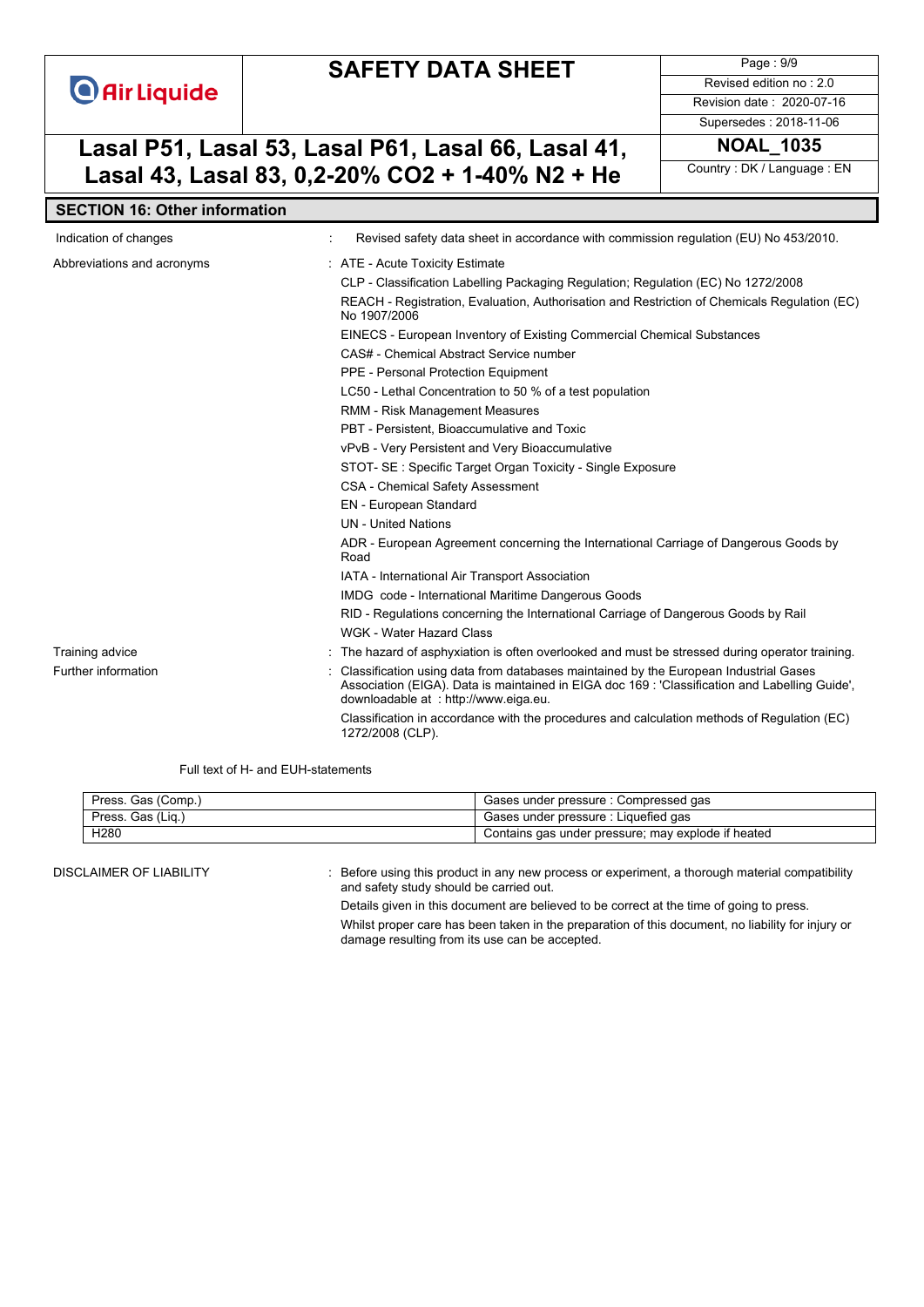## SECTION 16: Other information

Indication of changes : Revised safety data sheet in accordance with commission regulation (EU) No 453/2010.

Abbreviations and acronyms :

- ATE - Acute Toxicity Estimate
- CLP - Classification Labelling Packaging Regulation; Regulation (EC) No 1272/2008
- REACH - Registration, Evaluation, Authorisation and Restriction of Chemicals Regulation (EC) No 1907/2006
- EINECS - European Inventory of Existing Commercial Chemical Substances
- CAS# - Chemical Abstract Service number
- PPE - Personal Protection Equipment
- LC50 - Lethal Concentration to 50 % of a test population
- RMM - Risk Management Measures
- PBT - Persistent, Bioaccumulative and Toxic
- vPvB - Very Persistent and Very Bioaccumulative
- STOT- SE : Specific Target Organ Toxicity - Single Exposure
- CSA - Chemical Safety Assessment
- EN - European Standard
- UN - United Nations
- ADR - European Agreement concerning the International Carriage of Dangerous Goods by Road
- IATA - International Air Transport Association
- IMDG code - International Maritime Dangerous Goods
- RID - Regulations concerning the International Carriage of Dangerous Goods by Rail
- WGK - Water Hazard Class

Training advice : The hazard of asphyxiation is often overlooked and must be stressed during operator training.

Further information : Classification using data from databases maintained by the European Industrial Gases Association (EIGA). Data is maintained in EIGA doc 169 : 'Classification and Labelling Guide', downloadable at : http://www.eiga.eu.

Classification in accordance with the procedures and calculation methods of Regulation (EC) 1272/2008 (CLP).

Full text of H- and EUH-statements

| | |
|---|---|
| Press. Gas (Comp.) | Gases under pressure : Compressed gas |
| Press. Gas (Liq.) | Gases under pressure : Liquefied gas |
| H280 | Contains gas under pressure; may explode if heated |

DISCLAIMER OF LIABILITY : Before using this product in any new process or experiment, a thorough material compatibility and safety study should be carried out.

Details given in this document are believed to be correct at the time of going to press.

Whilst proper care has been taken in the preparation of this document, no liability for injury or damage resulting from its use can be accepted.